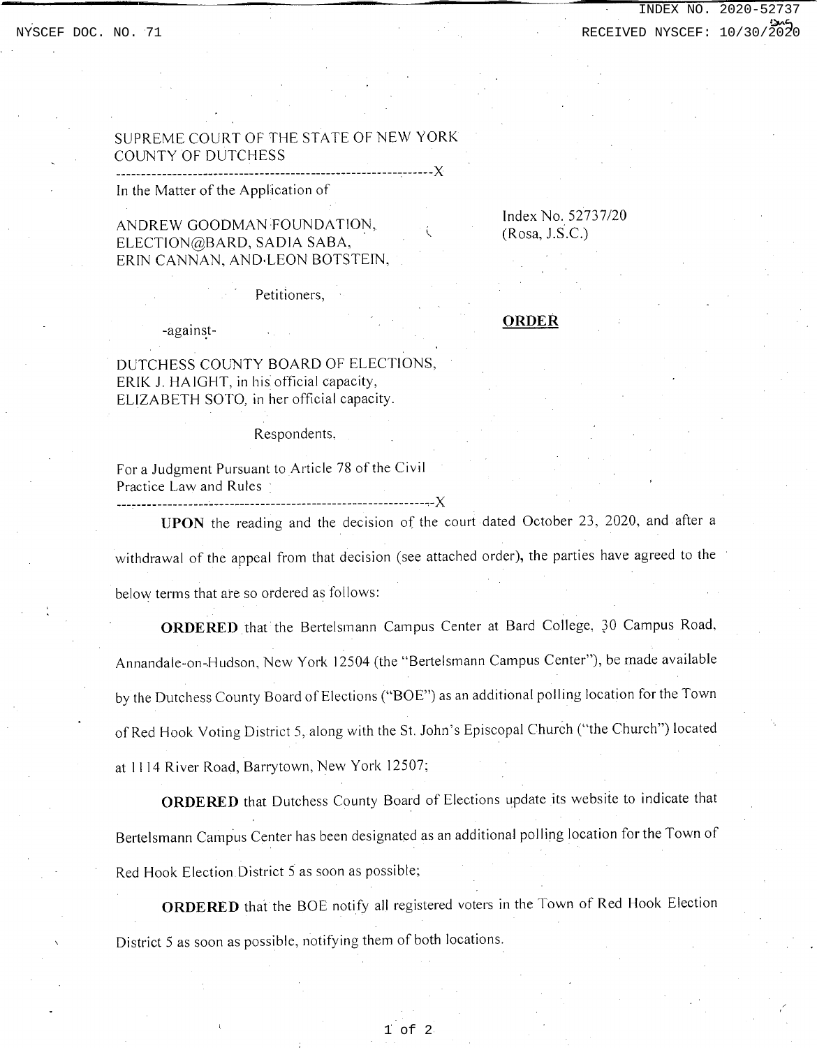SUPREME COURT OF THE STATE OF NEW YORK
COUNTY OF DUTCHESS

---

In the Matter of the Application of

ANDREW GOODMAN FOUNDATION, ELECTION@BARD, SADIA SABA, ERIN CANNAN, AND LEON BOTSTEIN,

Petitioners,

-against-

DUTCHESS COUNTY BOARD OF ELECTIONS, ERIK J. HAIGHT, in his official capacity, ELIZABETH SOTO, in her official capacity.

Respondents,

For a Judgment Pursuant to Article 78 of the Civil Practice Law and Rules

---

Index No. 52737/20
(Rosa, J.S.C.)

**ORDER**

**UPON** the reading and the decision of the court dated October 23, 2020, and after a withdrawal of the appeal from that decision (see attached order), the parties have agreed to the below terms that are so ordered as follows:

**ORDERED** that the Bertelsmann Campus Center at Bard College, 30 Campus Road, Annandale-on-Hudson, New York 12504 (the "Bertelsmann Campus Center"), be made available by the Dutchess County Board of Elections ("BOE") as an additional polling location for the Town of Red Hook Voting District 5, along with the St. John's Episcopal Church ("the Church") located at 1114 River Road, Barrytown, New York 12507;

**ORDERED** that Dutchess County Board of Elections update its website to indicate that Bertelsmann Campus Center has been designated as an additional polling location for the Town of Red Hook Election District 5 as soon as possible;

**ORDERED** that the BOE notify all registered voters in the Town of Red Hook Election District 5 as soon as possible, notifying them of both locations.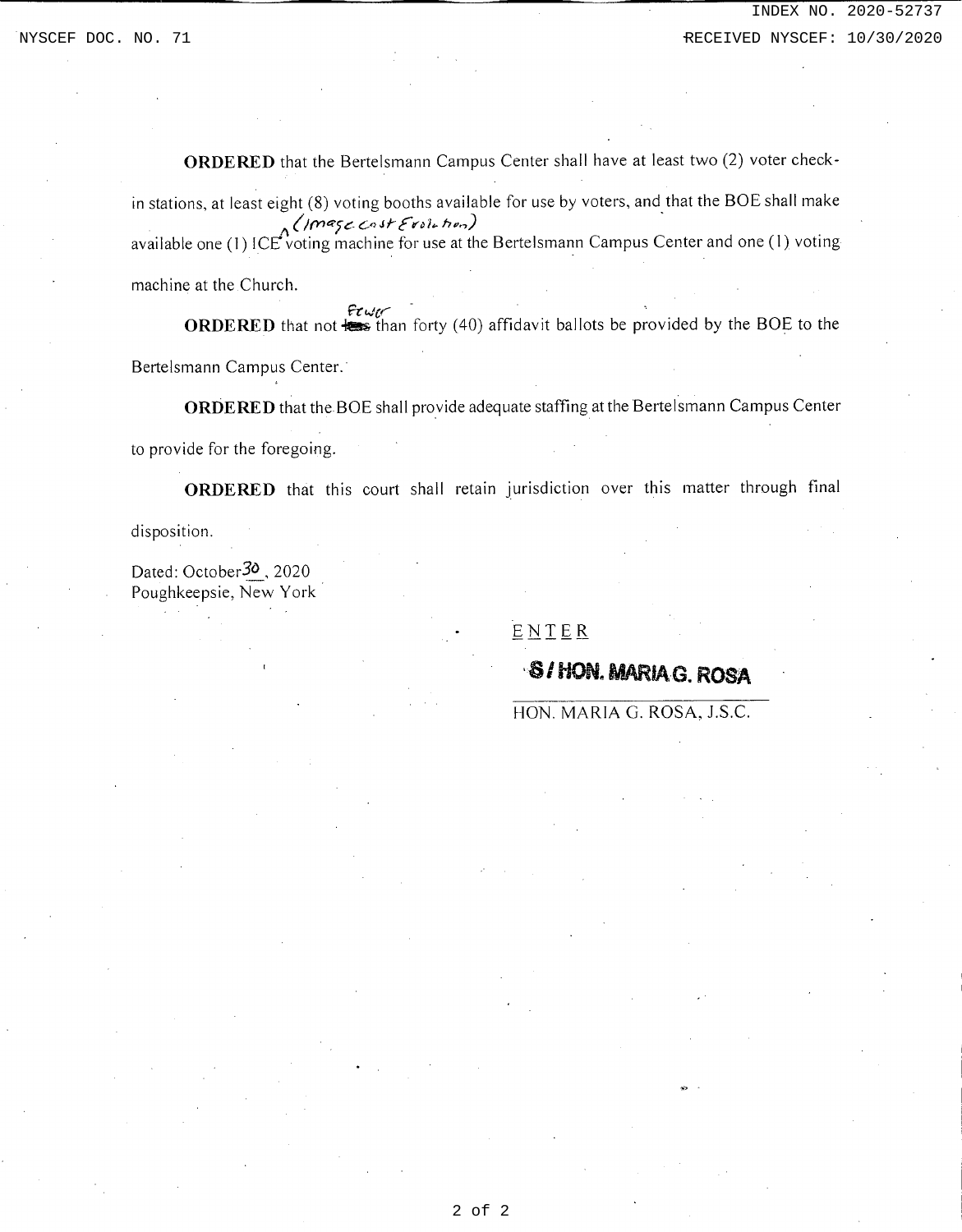**ORDERED** that the Bertelsmann Campus Center shall have at least two (2) voter check-in stations, at least eight (8) voting booths available for use by voters, and that the BOE shall make available one (1) ICE (image cast Evolution) voting machine for use at the Bertelsmann Campus Center and one (1) voting machine at the Church.

**ORDERED** that not ~~less~~ fewer than forty (40) affidavit ballots be provided by the BOE to the Bertelsmann Campus Center.

**ORDERED** that the BOE shall provide adequate staffing at the Bertelsmann Campus Center to provide for the foregoing.

**ORDERED** that this court shall retain jurisdiction over this matter through final disposition.

Dated: October 30, 2020
Poughkeepsie, New York

E N T E R

S/ HON. MARIA G. ROSA

HON. MARIA G. ROSA, J.S.C.